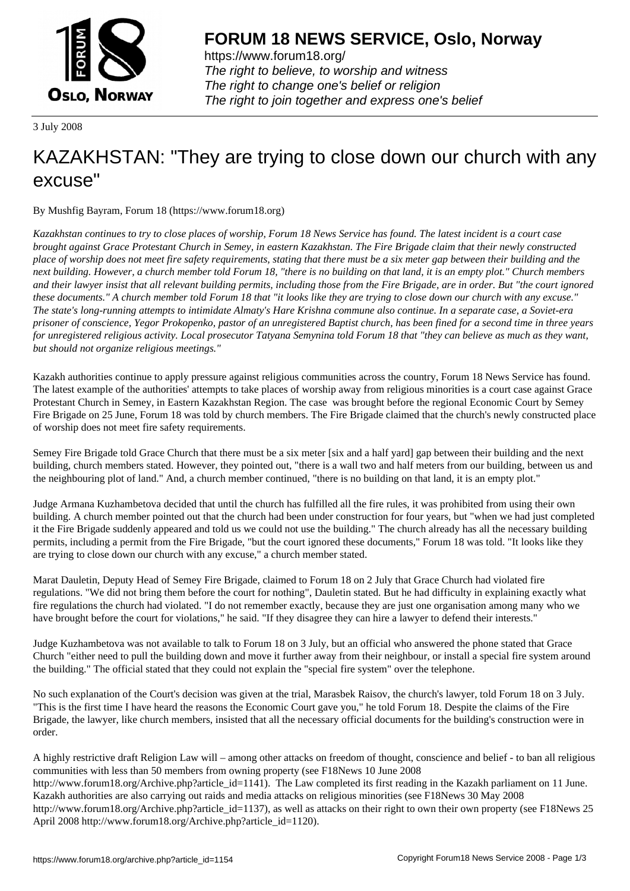# FORUM 18 NEWS SERVICE, Oslo, Norway

https://www.forum18.org/
*The right to believe, to worship and witness*
*The right to change one's belief or religion*
*The right to join together and express one's belief*

3 July 2008

# KAZAKHSTAN: "They are trying to close down our church with any excuse"

By Mushfig Bayram, Forum 18 (https://www.forum18.org)

*Kazakhstan continues to try to close places of worship, Forum 18 News Service has found. The latest incident is a court case brought against Grace Protestant Church in Semey, in eastern Kazakhstan. The Fire Brigade claim that their newly constructed place of worship does not meet fire safety requirements, stating that there must be a six meter gap between their building and the next building. However, a church member told Forum 18, "there is no building on that land, it is an empty plot." Church members and their lawyer insist that all relevant building permits, including those from the Fire Brigade, are in order. But "the court ignored these documents." A church member told Forum 18 that "it looks like they are trying to close down our church with any excuse." The state's long-running attempts to intimidate Almaty's Hare Krishna commune also continue. In a separate case, a Soviet-era prisoner of conscience, Yegor Prokopenko, pastor of an unregistered Baptist church, has been fined for a second time in three years for unregistered religious activity. Local prosecutor Tatyana Semynina told Forum 18 that "they can believe as much as they want, but should not organize religious meetings."*

Kazakh authorities continue to apply pressure against religious communities across the country, Forum 18 News Service has found. The latest example of the authorities' attempts to take places of worship away from religious minorities is a court case against Grace Protestant Church in Semey, in Eastern Kazakhstan Region. The case was brought before the regional Economic Court by Semey Fire Brigade on 25 June, Forum 18 was told by church members. The Fire Brigade claimed that the church's newly constructed place of worship does not meet fire safety requirements.

Semey Fire Brigade told Grace Church that there must be a six meter [six and a half yard] gap between their building and the next building, church members stated. However, they pointed out, "there is a wall two and half meters from our building, between us and the neighbouring plot of land." And, a church member continued, "there is no building on that land, it is an empty plot."

Judge Armana Kuzhambetova decided that until the church has fulfilled all the fire rules, it was prohibited from using their own building. A church member pointed out that the church had been under construction for four years, but "when we had just completed it the Fire Brigade suddenly appeared and told us we could not use the building." The church already has all the necessary building permits, including a permit from the Fire Brigade, "but the court ignored these documents," Forum 18 was told. "It looks like they are trying to close down our church with any excuse," a church member stated.

Marat Dauletin, Deputy Head of Semey Fire Brigade, claimed to Forum 18 on 2 July that Grace Church had violated fire regulations. "We did not bring them before the court for nothing", Dauletin stated. But he had difficulty in explaining exactly what fire regulations the church had violated. "I do not remember exactly, because they are just one organisation among many who we have brought before the court for violations," he said. "If they disagree they can hire a lawyer to defend their interests."

Judge Kuzhambetova was not available to talk to Forum 18 on 3 July, but an official who answered the phone stated that Grace Church "either need to pull the building down and move it further away from their neighbour, or install a special fire system around the building." The official stated that they could not explain the "special fire system" over the telephone.

No such explanation of the Court's decision was given at the trial, Marasbek Raisov, the church's lawyer, told Forum 18 on 3 July. "This is the first time I have heard the reasons the Economic Court gave you," he told Forum 18. Despite the claims of the Fire Brigade, the lawyer, like church members, insisted that all the necessary official documents for the building's construction were in order.

A highly restrictive draft Religion Law will – among other attacks on freedom of thought, conscience and belief - to ban all religious communities with less than 50 members from owning property (see F18News 10 June 2008 http://www.forum18.org/Archive.php?article_id=1141). The Law completed its first reading in the Kazakh parliament on 11 June. Kazakh authorities are also carrying out raids and media attacks on religious minorities (see F18News 30 May 2008 http://www.forum18.org/Archive.php?article_id=1137), as well as attacks on their right to own their own property (see F18News 25 April 2008 http://www.forum18.org/Archive.php?article_id=1120).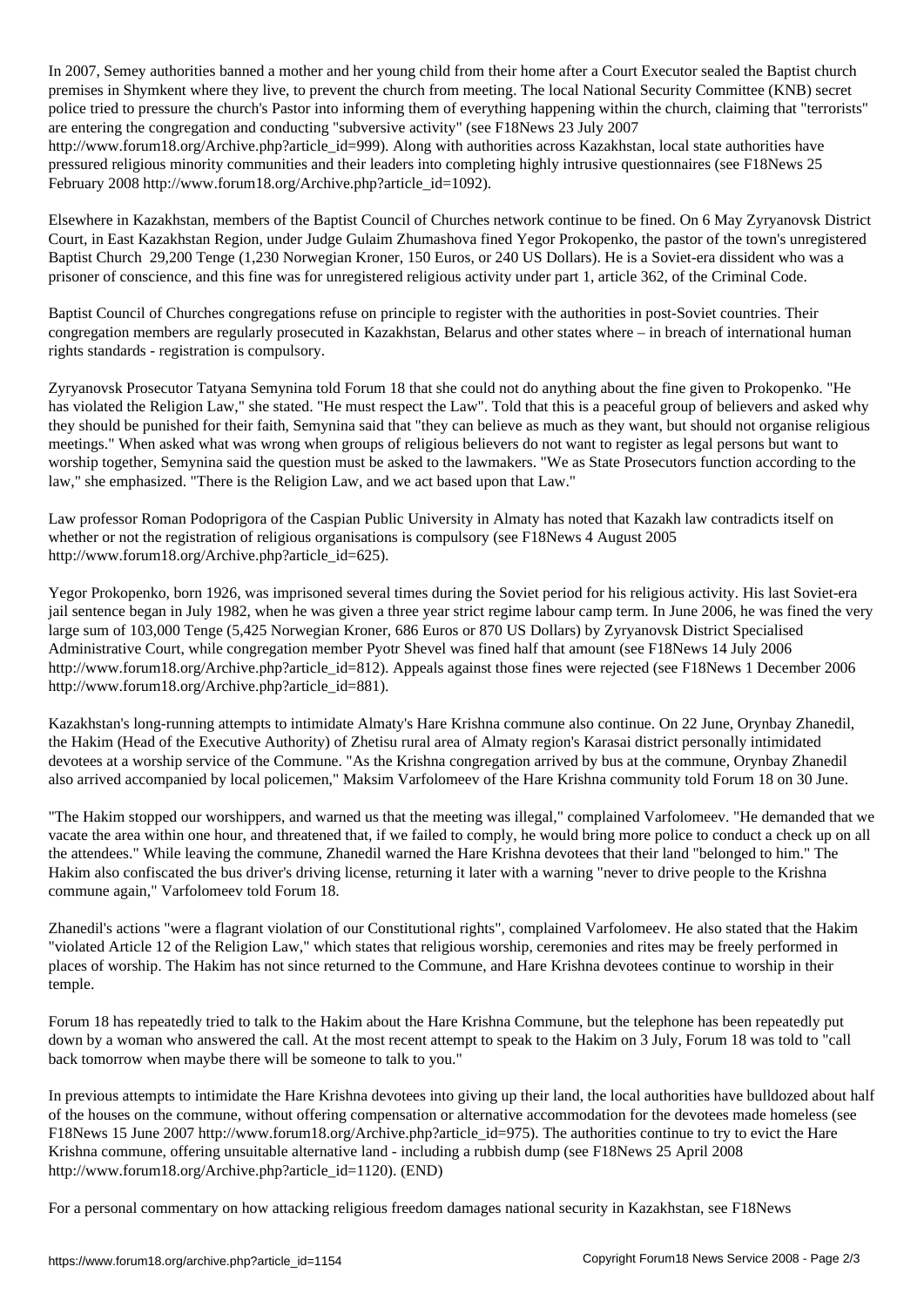In 2007, Semey authorities banned a mother and her young child from their home after a Court Executor sealed the Baptist church premises in Shymkent where they live, to prevent the church from meeting. The local National Security Committee (KNB) secret police tried to pressure the church's Pastor into informing them of everything happening within the church, claiming that "terrorists" are entering the congregation and conducting "subversive activity" (see F18News 23 July 2007 http://www.forum18.org/Archive.php?article_id=999). Along with authorities across Kazakhstan, local state authorities have pressured religious minority communities and their leaders into completing highly intrusive questionnaires (see F18News 25 February 2008 http://www.forum18.org/Archive.php?article_id=1092).

Elsewhere in Kazakhstan, members of the Baptist Council of Churches network continue to be fined. On 6 May Zyryanovsk District Court, in East Kazakhstan Region, under Judge Gulaim Zhumashova fined Yegor Prokopenko, the pastor of the town's unregistered Baptist Church 29,200 Tenge (1,230 Norwegian Kroner, 150 Euros, or 240 US Dollars). He is a Soviet-era dissident who was a prisoner of conscience, and this fine was for unregistered religious activity under part 1, article 362, of the Criminal Code.

Baptist Council of Churches congregations refuse on principle to register with the authorities in post-Soviet countries. Their congregation members are regularly prosecuted in Kazakhstan, Belarus and other states where – in breach of international human rights standards - registration is compulsory.

Zyryanovsk Prosecutor Tatyana Semynina told Forum 18 that she could not do anything about the fine given to Prokopenko. "He has violated the Religion Law," she stated. "He must respect the Law". Told that this is a peaceful group of believers and asked why they should be punished for their faith, Semynina said that "they can believe as much as they want, but should not organise religious meetings." When asked what was wrong when groups of religious believers do not want to register as legal persons but want to worship together, Semynina said the question must be asked to the lawmakers. "We as State Prosecutors function according to the law," she emphasized. "There is the Religion Law, and we act based upon that Law."

Law professor Roman Podoprigora of the Caspian Public University in Almaty has noted that Kazakh law contradicts itself on whether or not the registration of religious organisations is compulsory (see F18News 4 August 2005 http://www.forum18.org/Archive.php?article_id=625).

Yegor Prokopenko, born 1926, was imprisoned several times during the Soviet period for his religious activity. His last Soviet-era jail sentence began in July 1982, when he was given a three year strict regime labour camp term. In June 2006, he was fined the very large sum of 103,000 Tenge (5,425 Norwegian Kroner, 686 Euros or 870 US Dollars) by Zyryanovsk District Specialised Administrative Court, while congregation member Pyotr Shevel was fined half that amount (see F18News 14 July 2006 http://www.forum18.org/Archive.php?article_id=812). Appeals against those fines were rejected (see F18News 1 December 2006 http://www.forum18.org/Archive.php?article_id=881).

Kazakhstan's long-running attempts to intimidate Almaty's Hare Krishna commune also continue. On 22 June, Orynbay Zhanedil, the Hakim (Head of the Executive Authority) of Zhetisu rural area of Almaty region's Karasai district personally intimidated devotees at a worship service of the Commune. "As the Krishna congregation arrived by bus at the commune, Orynbay Zhanedil also arrived accompanied by local policemen," Maksim Varfolomeev of the Hare Krishna community told Forum 18 on 30 June.

"The Hakim stopped our worshippers, and warned us that the meeting was illegal," complained Varfolomeev. "He demanded that we vacate the area within one hour, and threatened that, if we failed to comply, he would bring more police to conduct a check up on all the attendees." While leaving the commune, Zhanedil warned the Hare Krishna devotees that their land "belonged to him." The Hakim also confiscated the bus driver's driving license, returning it later with a warning "never to drive people to the Krishna commune again," Varfolomeev told Forum 18.

Zhanedil's actions "were a flagrant violation of our Constitutional rights", complained Varfolomeev. He also stated that the Hakim "violated Article 12 of the Religion Law," which states that religious worship, ceremonies and rites may be freely performed in places of worship. The Hakim has not since returned to the Commune, and Hare Krishna devotees continue to worship in their temple.

Forum 18 has repeatedly tried to talk to the Hakim about the Hare Krishna Commune, but the telephone has been repeatedly put down by a woman who answered the call. At the most recent attempt to speak to the Hakim on 3 July, Forum 18 was told to "call back tomorrow when maybe there will be someone to talk to you."

In previous attempts to intimidate the Hare Krishna devotees into giving up their land, the local authorities have bulldozed about half of the houses on the commune, without offering compensation or alternative accommodation for the devotees made homeless (see F18News 15 June 2007 http://www.forum18.org/Archive.php?article_id=975). The authorities continue to try to evict the Hare Krishna commune, offering unsuitable alternative land - including a rubbish dump (see F18News 25 April 2008 http://www.forum18.org/Archive.php?article_id=1120). (END)

For a personal commentary on how attacking religious freedom damages national security in Kazakhstan, see F18News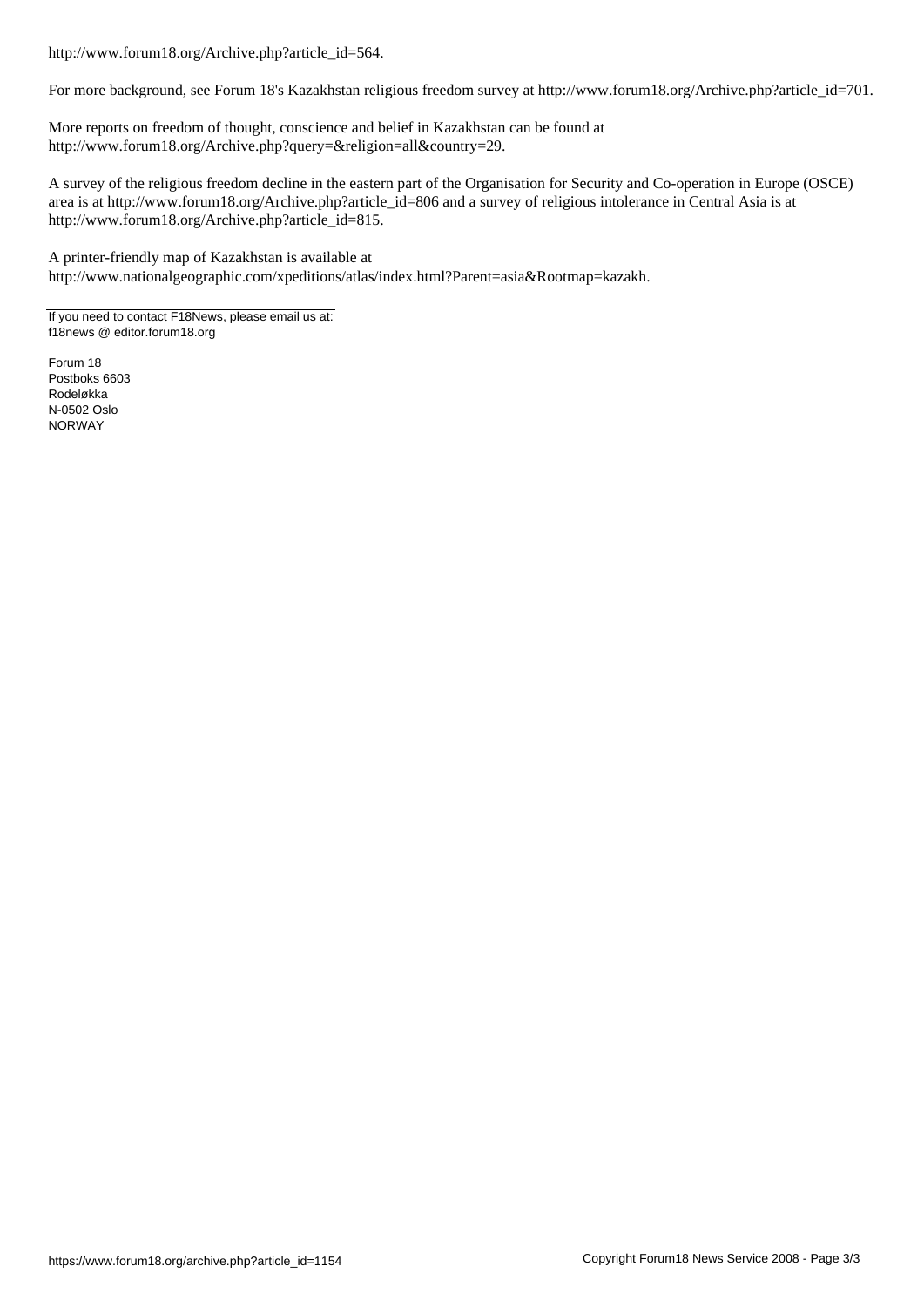http://www.forum18.org/Archive.php?article_id=564.

For more background, see Forum 18's Kazakhstan religious freedom survey at http://www.forum18.org/Archive.php?article_id=701.

More reports on freedom of thought, conscience and belief in Kazakhstan can be found at http://www.forum18.org/Archive.php?query=&religion=all&country=29.

A survey of the religious freedom decline in the eastern part of the Organisation for Security and Co-operation in Europe (OSCE) area is at http://www.forum18.org/Archive.php?article_id=806 and a survey of religious intolerance in Central Asia is at http://www.forum18.org/Archive.php?article_id=815.

A printer-friendly map of Kazakhstan is available at http://www.nationalgeographic.com/xpeditions/atlas/index.html?Parent=asia&Rootmap=kazakh.

If you need to contact F18News, please email us at:
f18news @ editor.forum18.org

Forum 18
Postboks 6603
Rodeløkka
N-0502 Oslo
NORWAY